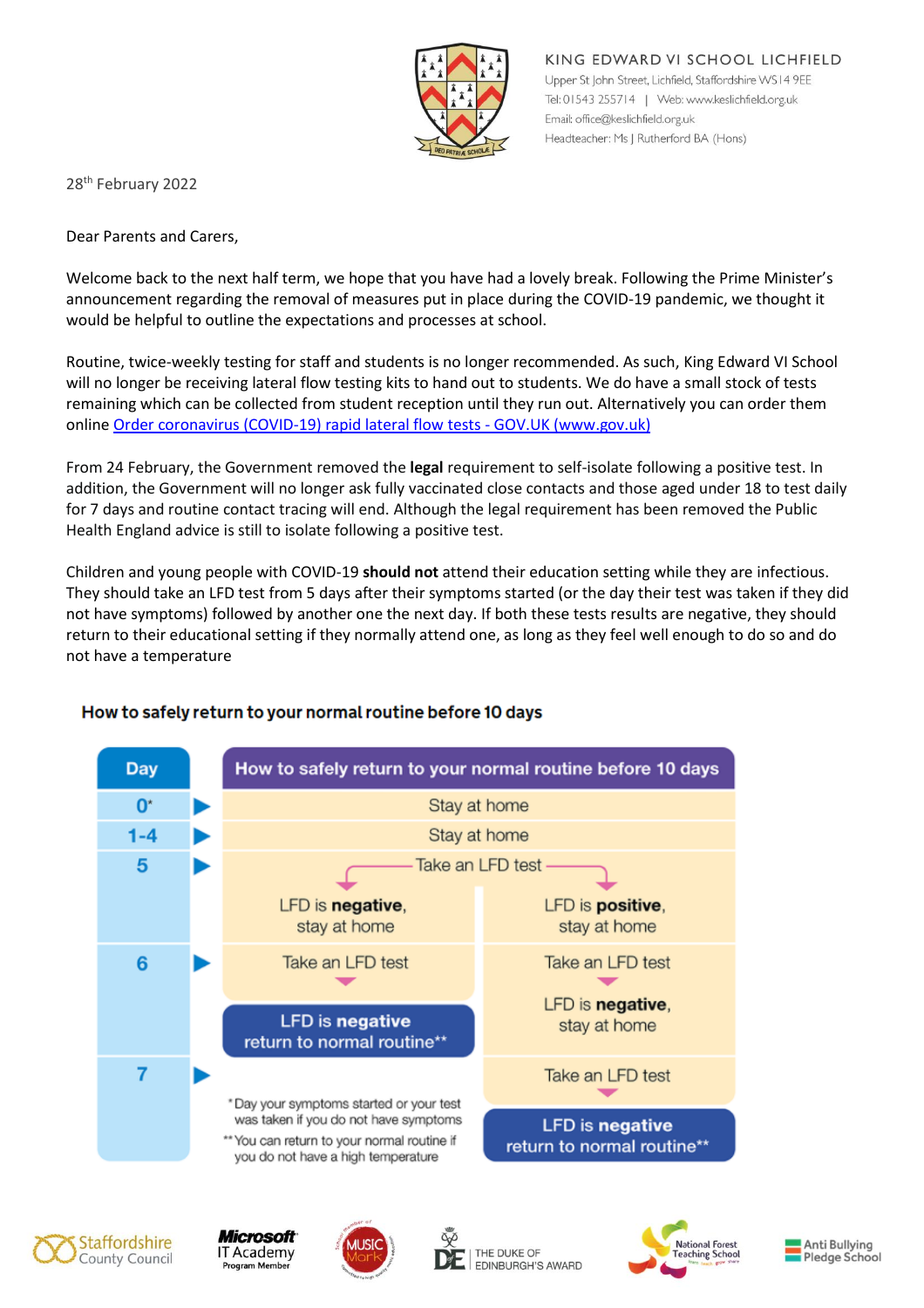KING EDWARD VI SCHOOL LICHFIELD
Upper St John Street, Lichfield, Staffordshire WS14 9EE
Tel: 01543 255714 | Web: www.keslichfield.org.uk
Email: office@keslichfield.org.uk
Headteacher: Ms J Rutherford BA (Hons)

28th February 2022

Dear Parents and Carers,

Welcome back to the next half term, we hope that you have had a lovely break. Following the Prime Minister's announcement regarding the removal of measures put in place during the COVID-19 pandemic, we thought it would be helpful to outline the expectations and processes at school.

Routine, twice-weekly testing for staff and students is no longer recommended. As such, King Edward VI School will no longer be receiving lateral flow testing kits to hand out to students. We do have a small stock of tests remaining which can be collected from student reception until they run out. Alternatively you can order them online [Order coronavirus (COVID-19) rapid lateral flow tests - GOV.UK (www.gov.uk)]

From 24 February, the Government removed the **legal** requirement to self-isolate following a positive test. In addition, the Government will no longer ask fully vaccinated close contacts and those aged under 18 to test daily for 7 days and routine contact tracing will end. Although the legal requirement has been removed the Public Health England advice is still to isolate following a positive test.

Children and young people with COVID-19 **should not** attend their education setting while they are infectious. They should take an LFD test from 5 days after their symptoms started (or the day their test was taken if they did not have symptoms) followed by another one the next day. If both these tests results are negative, they should return to their educational setting if they normally attend one, as long as they feel well enough to do so and do not have a temperature

## How to safely return to your normal routine before 10 days

| Day | How to safely return to your normal routine before 10 days | |
|---|---|---|
| 0* | Stay at home | |
| 1-4 | Stay at home | |
| 5 | Take an LFD test → LFD is **negative**, stay at home | Take an LFD test → LFD is **positive**, stay at home |
| 6 | Take an LFD test → **LFD is negative return to normal routine**** | Take an LFD test → LFD is **negative**, stay at home |
| 7 | | Take an LFD test → **LFD is negative return to normal routine**** |

*Day your symptoms started or your test was taken if you do not have symptoms

**You can return to your normal routine if you do not have a high temperature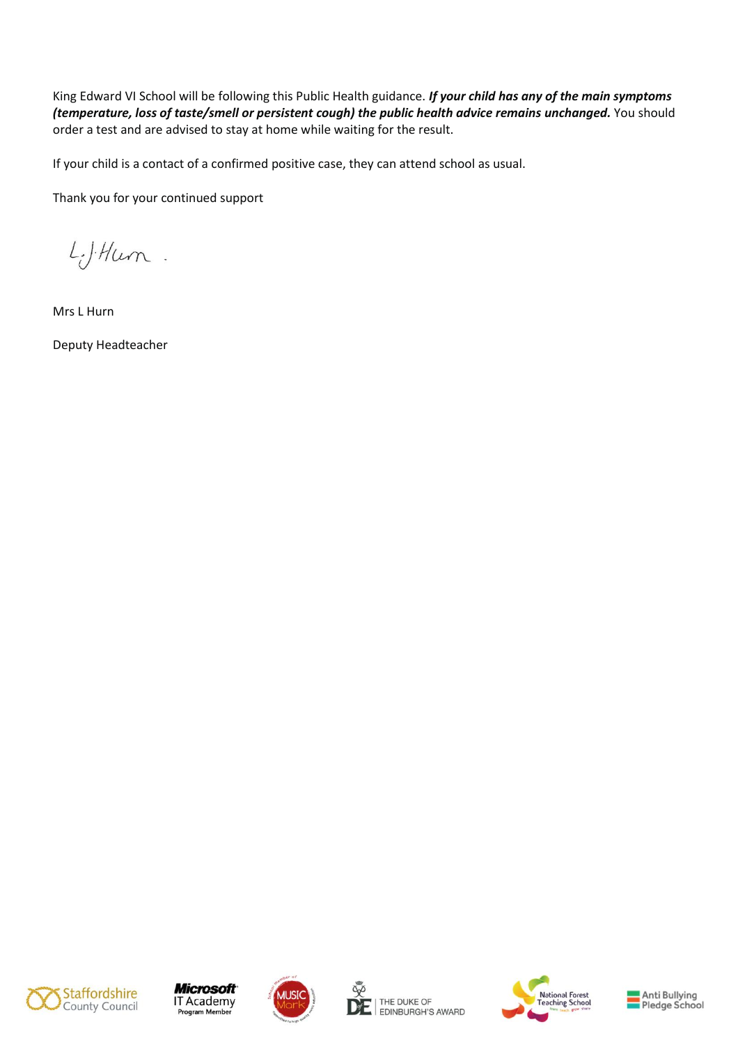King Edward VI School will be following this Public Health guidance. ***If your child has any of the main symptoms (temperature, loss of taste/smell or persistent cough) the public health advice remains unchanged.*** You should order a test and are advised to stay at home while waiting for the result.

If your child is a contact of a confirmed positive case, they can attend school as usual.

Thank you for your continued support

L.J.Hurn.

Mrs L Hurn

Deputy Headteacher